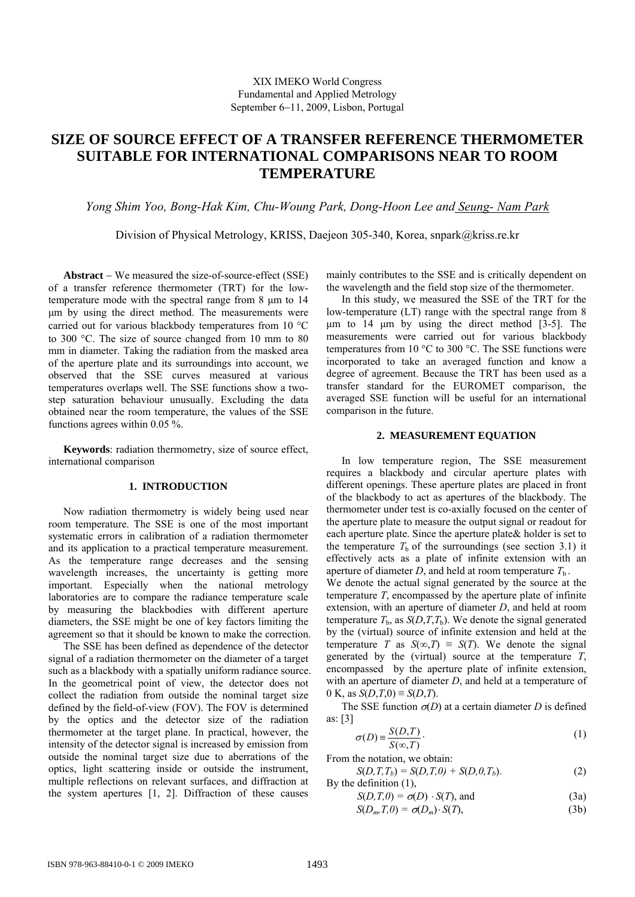XIX IMEKO World Congress
Fundamental and Applied Metrology
September 6−11, 2009, Lisbon, Portugal

# SIZE OF SOURCE EFFECT OF A TRANSFER REFERENCE THERMOMETER SUITABLE FOR INTERNATIONAL COMPARISONS NEAR TO ROOM TEMPERATURE

*Yong Shim Yoo, Bong-Hak Kim, Chu-Woung Park, Dong-Hoon Lee and Seung- Nam Park*

Division of Physical Metrology, KRISS, Daejeon 305-340, Korea, snpark@kriss.re.kr

**Abstract** − We measured the size-of-source-effect (SSE) of a transfer reference thermometer (TRT) for the low-temperature mode with the spectral range from 8 μm to 14 μm by using the direct method. The measurements were carried out for various blackbody temperatures from 10 °C to 300 °C. The size of source changed from 10 mm to 80 mm in diameter. Taking the radiation from the masked area of the aperture plate and its surroundings into account, we observed that the SSE curves measured at various temperatures overlaps well. The SSE functions show a two-step saturation behaviour unusually. Excluding the data obtained near the room temperature, the values of the SSE functions agrees within 0.05 %.

**Keywords**: radiation thermometry, size of source effect, international comparison

## 1. INTRODUCTION

Now radiation thermometry is widely being used near room temperature. The SSE is one of the most important systematic errors in calibration of a radiation thermometer and its application to a practical temperature measurement. As the temperature range decreases and the sensing wavelength increases, the uncertainty is getting more important. Especially when the national metrology laboratories are to compare the radiance temperature scale by measuring the blackbodies with different aperture diameters, the SSE might be one of key factors limiting the agreement so that it should be known to make the correction.

The SSE has been defined as dependence of the detector signal of a radiation thermometer on the diameter of a target such as a blackbody with a spatially uniform radiance source. In the geometrical point of view, the detector does not collect the radiation from outside the nominal target size defined by the field-of-view (FOV). The FOV is determined by the optics and the detector size of the radiation thermometer at the target plane. In practical, however, the intensity of the detector signal is increased by emission from outside the nominal target size due to aberrations of the optics, light scattering inside or outside the instrument, multiple reflections on relevant surfaces, and diffraction at the system apertures [1, 2]. Diffraction of these causes mainly contributes to the SSE and is critically dependent on the wavelength and the field stop size of the thermometer.

In this study, we measured the SSE of the TRT for the low-temperature (LT) range with the spectral range from 8 μm to 14 μm by using the direct method [3-5]. The measurements were carried out for various blackbody temperatures from 10 °C to 300 °C. The SSE functions were incorporated to take an averaged function and know a degree of agreement. Because the TRT has been used as a transfer standard for the EUROMET comparison, the averaged SSE function will be useful for an international comparison in the future.

## 2. MEASUREMENT EQUATION

In low temperature region, The SSE measurement requires a blackbody and circular aperture plates with different openings. These aperture plates are placed in front of the blackbody to act as apertures of the blackbody. The thermometer under test is co-axially focused on the center of the aperture plate to measure the output signal or readout for each aperture plate. Since the aperture plate& holder is set to the temperature $T_b$ of the surroundings (see section 3.1) it effectively acts as a plate of infinite extension with an aperture of diameter $D$, and held at room temperature $T_b$.

We denote the actual signal generated by the source at the temperature $T$, encompassed by the aperture plate of infinite extension, with an aperture of diameter $D$, and held at room temperature $T_b$, as $S(D,T,T_b)$. We denote the signal generated by the (virtual) source of infinite extension and held at the temperature $T$ as $S(\infty,T) \equiv S(T)$. We denote the signal generated by the (virtual) source at the temperature $T$, encompassed by the aperture plate of infinite extension, with an aperture of diameter $D$, and held at a temperature of 0 K, as $S(D,T,0) \equiv S(D,T)$.

The SSE function $\sigma(D)$ at a certain diameter $D$ is defined as: [3]

$$\sigma(D) \equiv \frac{S(D,T)}{S(\infty,T)}. \tag{1}$$

From the notation, we obtain:

$$S(D,T,T_b) = S(D,T,0) + S(D,0,T_b). \tag{2}$$

By the definition (1),

$$S(D,T,0) = \sigma(D) \cdot S(T), \text{ and} \tag{3a}$$

$$S(D_m,T,0) = \sigma(D_m) \cdot S(T), \tag{3b}$$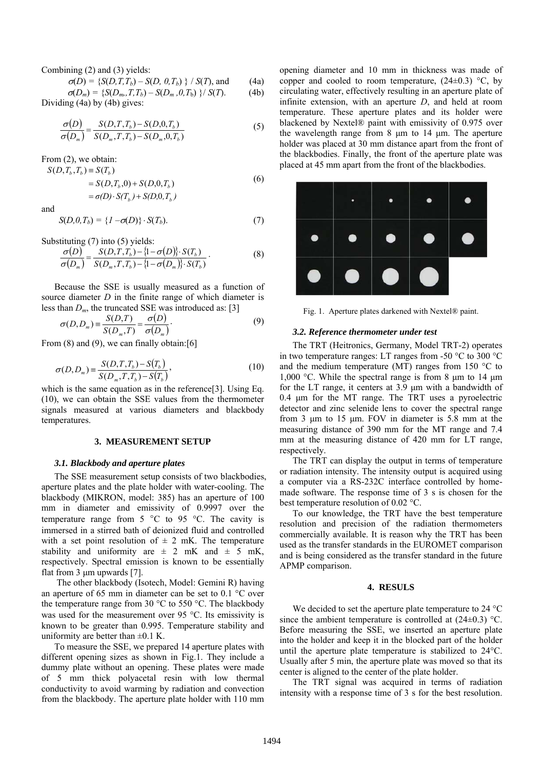Combining (2) and (3) yields:

$$\sigma(D) = \{S(D,T,T_b) - S(D, 0,T_b)\} / S(T), \text{ and} \quad (4a)$$

$$\sigma(D_m) = \{S(D_m, T,T_b) - S(D_m, 0,T_b)\} / S(T). \quad (4b)$$

Dividing (4a) by (4b) gives:

$$\frac{\sigma(D)}{\sigma(D_m)} = \frac{S(D,T,T_b) - S(D,0,T_b)}{S(D_m,T,T_b) - S(D_m,0,T_b)} \quad (5)$$

From (2), we obtain:

$$\begin{aligned} S(D,T_b,T_b) &\equiv S(T_b) \\ &= S(D,T_b,0) + S(D,0,T_b) \\ &= \sigma(D)\cdot S(T_b) + S(D,0,T_b) \end{aligned} \quad (6)$$

and

$$S(D,0,T_b) = \{1 - \sigma(D)\}\cdot S(T_b). \quad (7)$$

Substituting (7) into (5) yields:

$$\frac{\sigma(D)}{\sigma(D_m)} = \frac{S(D,T,T_b) - \{1-\sigma(D)\}\cdot S(T_b)}{S(D_m,T,T_b) - \{1-\sigma(D_m)\}\cdot S(T_b)}. \quad (8)$$

Because the SSE is usually measured as a function of source diameter $D$ in the finite range of which diameter is less than $D_m$, the truncated SSE was introduced as: [3]

$$\sigma(D,D_m) \equiv \frac{S(D,T)}{S(D_m,T)} = \frac{\sigma(D)}{\sigma(D_m)}. \quad (9)$$

From (8) and (9), we can finally obtain:[6]

$$\sigma(D,D_m) \equiv \frac{S(D,T,T_b) - S(T_b)}{S(D_m,T,T_b) - S(T_b)}, \quad (10)$$

which is the same equation as in the reference[3]. Using Eq. (10), we can obtain the SSE values from the thermometer signals measured at various diameters and blackbody temperatures.

## 3. MEASUREMENT SETUP

### 3.1. Blackbody and aperture plates

The SSE measurement setup consists of two blackbodies, aperture plates and the plate holder with water-cooling. The blackbody (MIKRON, model: 385) has an aperture of 100 mm in diameter and emissivity of 0.9997 over the temperature range from 5 °C to 95 °C. The cavity is immersed in a stirred bath of deionized fluid and controlled with a set point resolution of ± 2 mK. The temperature stability and uniformity are ± 2 mK and ± 5 mK, respectively. Spectral emission is known to be essentially flat from 3 μm upwards [7].

The other blackbody (Isotech, Model: Gemini R) having an aperture of 65 mm in diameter can be set to 0.1 °C over the temperature range from 30 °C to 550 °C. The blackbody was used for the measurement over 95 °C. Its emissivity is known to be greater than 0.995. Temperature stability and uniformity are better than ±0.1 K.

To measure the SSE, we prepared 14 aperture plates with different opening sizes as shown in Fig.1. They include a dummy plate without an opening. These plates were made of 5 mm thick polyacetal resin with low thermal conductivity to avoid warming by radiation and convection from the blackbody. The aperture plate holder with 110 mm opening diameter and 10 mm in thickness was made of copper and cooled to room temperature, (24±0.3) °C, by circulating water, effectively resulting in an aperture plate of infinite extension, with an aperture $D$, and held at room temperature. These aperture plates and its holder were blackened by Nextel® paint with emissivity of 0.975 over the wavelength range from 8 μm to 14 μm. The aperture holder was placed at 30 mm distance apart from the front of the blackbodies. Finally, the front of the aperture plate was placed at 45 mm apart from the front of the blackbodies.

Fig. 1. Aperture plates darkened with Nextel® paint.

### 3.2. Reference thermometer under test

The TRT (Heitronics, Germany, Model TRT-2) operates in two temperature ranges: LT ranges from -50 °C to 300 °C and the medium temperature (MT) ranges from 150 °C to 1,000 °C. While the spectral range is from 8 μm to 14 μm for the LT range, it centers at 3.9 μm with a bandwidth of 0.4 μm for the MT range. The TRT uses a pyroelectric detector and zinc selenide lens to cover the spectral range from 3 μm to 15 μm. FOV in diameter is 5.8 mm at the measuring distance of 390 mm for the MT range and 7.4 mm at the measuring distance of 420 mm for LT range, respectively.

The TRT can display the output in terms of temperature or radiation intensity. The intensity output is acquired using a computer via a RS-232C interface controlled by home-made software. The response time of 3 s is chosen for the best temperature resolution of 0.02 °C.

To our knowledge, the TRT have the best temperature resolution and precision of the radiation thermometers commercially available. It is reason why the TRT has been used as the transfer standards in the EUROMET comparison and is being considered as the transfer standard in the future APMP comparison.

## 4. RESULS

We decided to set the aperture plate temperature to 24 °C since the ambient temperature is controlled at (24±0.3) °C. Before measuring the SSE, we inserted an aperture plate into the holder and keep it in the blocked part of the holder until the aperture plate temperature is stabilized to 24°C. Usually after 5 min, the aperture plate was moved so that its center is aligned to the center of the plate holder.

The TRT signal was acquired in terms of radiation intensity with a response time of 3 s for the best resolution.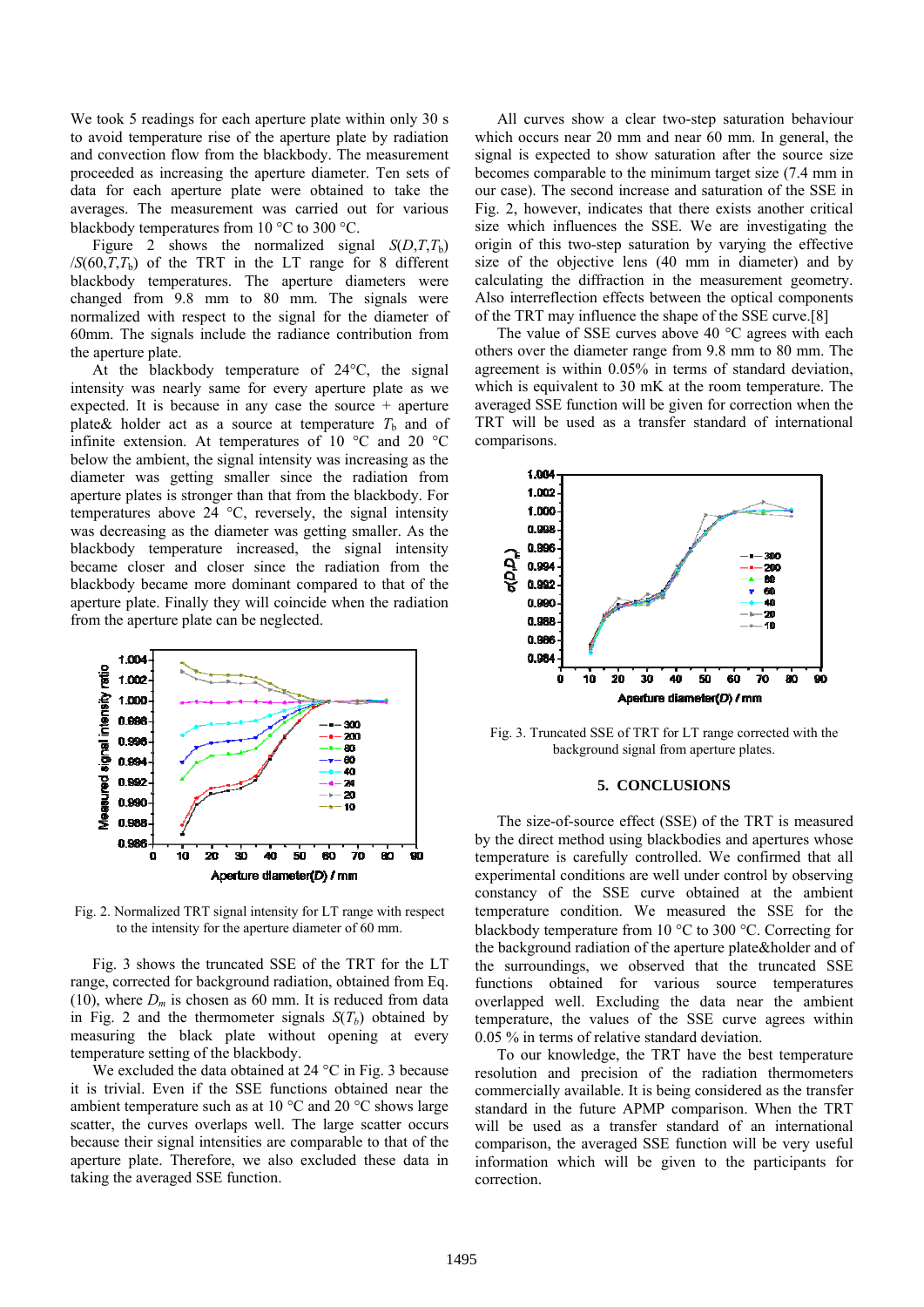We took 5 readings for each aperture plate within only 30 s to avoid temperature rise of the aperture plate by radiation and convection flow from the blackbody. The measurement proceeded as increasing the aperture diameter. Ten sets of data for each aperture plate were obtained to take the averages. The measurement was carried out for various blackbody temperatures from 10 °C to 300 °C.

Figure 2 shows the normalized signal $S(D,T,T_b)$ $/S(60,T,T_b)$ of the TRT in the LT range for 8 different blackbody temperatures. The aperture diameters were changed from 9.8 mm to 80 mm. The signals were normalized with respect to the signal for the diameter of 60mm. The signals include the radiance contribution from the aperture plate.

At the blackbody temperature of 24°C, the signal intensity was nearly same for every aperture plate as we expected. It is because in any case the source + aperture plate& holder act as a source at temperature $T_b$ and of infinite extension. At temperatures of 10 °C and 20 °C below the ambient, the signal intensity was increasing as the diameter was getting smaller since the radiation from aperture plates is stronger than that from the blackbody. For temperatures above 24 °C, reversely, the signal intensity was decreasing as the diameter was getting smaller. As the blackbody temperature increased, the signal intensity became closer and closer since the radiation from the blackbody became more dominant compared to that of the aperture plate. Finally they will coincide when the radiation from the aperture plate can be neglected.

Fig. 2. Normalized TRT signal intensity for LT range with respect to the intensity for the aperture diameter of 60 mm.

Fig. 3 shows the truncated SSE of the TRT for the LT range, corrected for background radiation, obtained from Eq. (10), where $D_m$ is chosen as 60 mm. It is reduced from data in Fig. 2 and the thermometer signals $S(T_b)$ obtained by measuring the black plate without opening at every temperature setting of the blackbody.

We excluded the data obtained at 24 °C in Fig. 3 because it is trivial. Even if the SSE functions obtained near the ambient temperature such as at 10 °C and 20 °C shows large scatter, the curves overlaps well. The large scatter occurs because their signal intensities are comparable to that of the aperture plate. Therefore, we also excluded these data in taking the averaged SSE function.

All curves show a clear two-step saturation behaviour which occurs near 20 mm and near 60 mm. In general, the signal is expected to show saturation after the source size becomes comparable to the minimum target size (7.4 mm in our case). The second increase and saturation of the SSE in Fig. 2, however, indicates that there exists another critical size which influences the SSE. We are investigating the origin of this two-step saturation by varying the effective size of the objective lens (40 mm in diameter) and by calculating the diffraction in the measurement geometry. Also interreflection effects between the optical components of the TRT may influence the shape of the SSE curve.[8]

The value of SSE curves above 40 °C agrees with each others over the diameter range from 9.8 mm to 80 mm. The agreement is within 0.05% in terms of standard deviation, which is equivalent to 30 mK at the room temperature. The averaged SSE function will be given for correction when the TRT will be used as a transfer standard of international comparisons.

Fig. 3. Truncated SSE of TRT for LT range corrected with the background signal from aperture plates.

## 5. CONCLUSIONS

The size-of-source effect (SSE) of the TRT is measured by the direct method using blackbodies and apertures whose temperature is carefully controlled. We confirmed that all experimental conditions are well under control by observing constancy of the SSE curve obtained at the ambient temperature condition. We measured the SSE for the blackbody temperature from 10 °C to 300 °C. Correcting for the background radiation of the aperture plate&holder and of the surroundings, we observed that the truncated SSE functions obtained for various source temperatures overlapped well. Excluding the data near the ambient temperature, the values of the SSE curve agrees within 0.05 % in terms of relative standard deviation.

To our knowledge, the TRT have the best temperature resolution and precision of the radiation thermometers commercially available. It is being considered as the transfer standard in the future APMP comparison. When the TRT will be used as a transfer standard of an international comparison, the averaged SSE function will be very useful information which will be given to the participants for correction.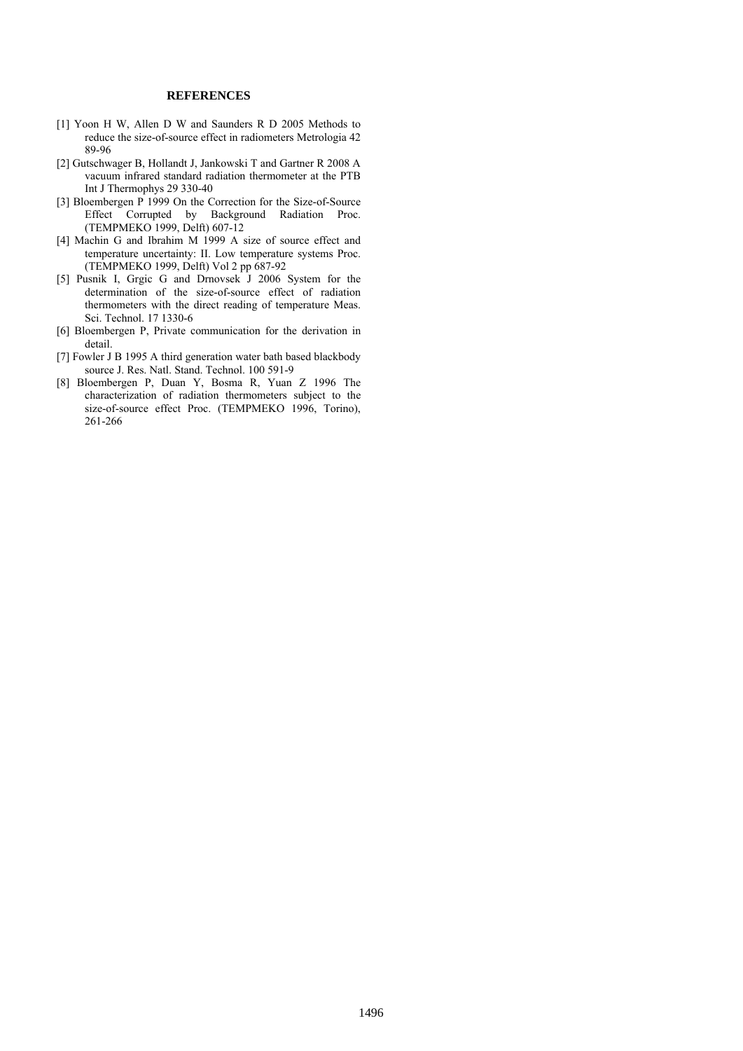## REFERENCES

[1] Yoon H W, Allen D W and Saunders R D 2005 Methods to reduce the size-of-source effect in radiometers Metrologia 42 89-96

[2] Gutschwager B, Hollandt J, Jankowski T and Gartner R 2008 A vacuum infrared standard radiation thermometer at the PTB Int J Thermophys 29 330-40

[3] Bloembergen P 1999 On the Correction for the Size-of-Source Effect Corrupted by Background Radiation Proc. (TEMPMEKO 1999, Delft) 607-12

[4] Machin G and Ibrahim M 1999 A size of source effect and temperature uncertainty: II. Low temperature systems Proc. (TEMPMEKO 1999, Delft) Vol 2 pp 687-92

[5] Pusnik I, Grgic G and Drnovsek J 2006 System for the determination of the size-of-source effect of radiation thermometers with the direct reading of temperature Meas. Sci. Technol. 17 1330-6

[6] Bloembergen P, Private communication for the derivation in detail.

[7] Fowler J B 1995 A third generation water bath based blackbody source J. Res. Natl. Stand. Technol. 100 591-9

[8] Bloembergen P, Duan Y, Bosma R, Yuan Z 1996 The characterization of radiation thermometers subject to the size-of-source effect Proc. (TEMPMEKO 1996, Torino), 261-266